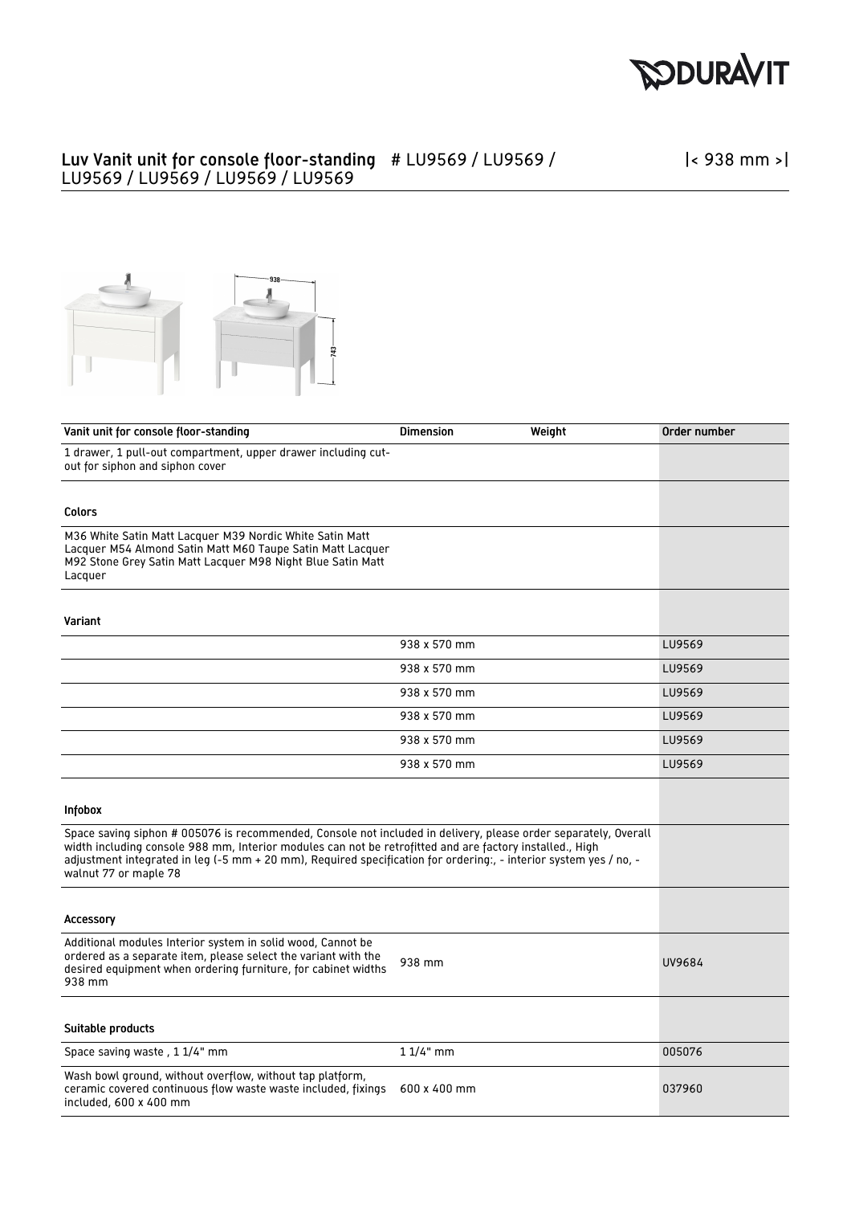# Luv Vanit unit for console floor-standing # LU9569 / LU9569 / LU9569 / LU9569 / LU9569 / LU9569

|< 938 mm >|

| Vanit unit for console floor-standing | Dimension | Weight | Order number |
|---|---|---|---|
| 1 drawer, 1 pull-out compartment, upper drawer including cut-out for siphon and siphon cover | | | |
| **Colors** | | | |
| M36 White Satin Matt Lacquer M39 Nordic White Satin Matt Lacquer M54 Almond Satin Matt M60 Taupe Satin Matt Lacquer M92 Stone Grey Satin Matt Lacquer M98 Night Blue Satin Matt Lacquer | | | |
| **Variant** | | | |
| | 938 x 570 mm | | LU9569 |
| | 938 x 570 mm | | LU9569 |
| | 938 x 570 mm | | LU9569 |
| | 938 x 570 mm | | LU9569 |
| | 938 x 570 mm | | LU9569 |
| | 938 x 570 mm | | LU9569 |

**Infobox**

Space saving siphon # 005076 is recommended, Console not included in delivery, please order separately, Overall width including console 988 mm, Interior modules can not be retrofitted and are factory installed., High adjustment integrated in leg (-5 mm + 20 mm), Required specification for ordering:, - interior system yes / no, - walnut 77 or maple 78

| Accessory | | | |
|---|---|---|---|
| Additional modules Interior system in solid wood, Cannot be ordered as a separate item, please select the variant with the desired equipment when ordering furniture, for cabinet widths 938 mm | 938 mm | | UV9684 |

| Suitable products | | | |
|---|---|---|---|
| Space saving waste , 1 1/4" mm | 1 1/4" mm | | 005076 |
| Wash bowl ground, without overflow, without tap platform, ceramic covered continuous flow waste waste included, fixings included, 600 x 400 mm | 600 x 400 mm | | 037960 |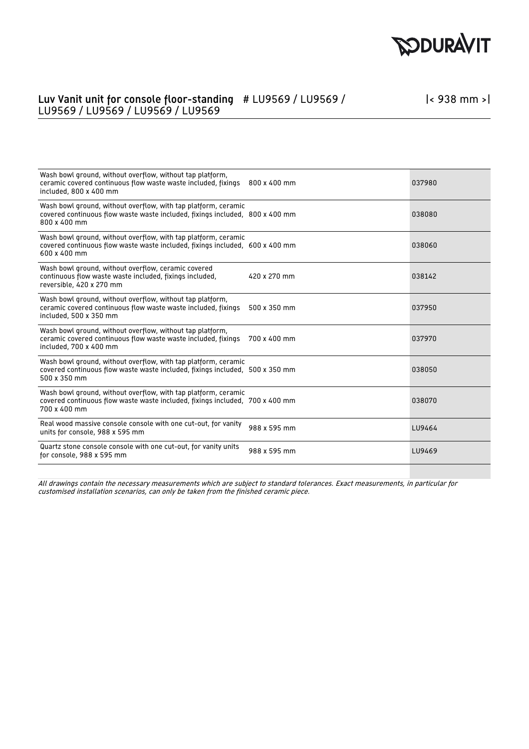## Luv Vanit unit for console floor-standing # LU9569 / LU9569 / LU9569 / LU9569 / LU9569 / LU9569

|< 938 mm >|

| | | |
|---|---|---|
| Wash bowl ground, without overflow, without tap platform, ceramic covered continuous flow waste waste included, fixings included, 800 x 400 mm | 800 x 400 mm | 037980 |
| Wash bowl ground, without overflow, with tap platform, ceramic covered continuous flow waste waste included, fixings included, 800 x 400 mm | 800 x 400 mm | 038080 |
| Wash bowl ground, without overflow, with tap platform, ceramic covered continuous flow waste waste included, fixings included, 600 x 400 mm | 600 x 400 mm | 038060 |
| Wash bowl ground, without overflow, ceramic covered continuous flow waste waste included, fixings included, reversible, 420 x 270 mm | 420 x 270 mm | 038142 |
| Wash bowl ground, without overflow, without tap platform, ceramic covered continuous flow waste waste included, fixings included, 500 x 350 mm | 500 x 350 mm | 037950 |
| Wash bowl ground, without overflow, without tap platform, ceramic covered continuous flow waste waste included, fixings included, 700 x 400 mm | 700 x 400 mm | 037970 |
| Wash bowl ground, without overflow, with tap platform, ceramic covered continuous flow waste waste included, fixings included, 500 x 350 mm | 500 x 350 mm | 038050 |
| Wash bowl ground, without overflow, with tap platform, ceramic covered continuous flow waste waste included, fixings included, 700 x 400 mm | 700 x 400 mm | 038070 |
| Real wood massive console console with one cut-out, for vanity units for console, 988 x 595 mm | 988 x 595 mm | LU9464 |
| Quartz stone console console with one cut-out, for vanity units for console, 988 x 595 mm | 988 x 595 mm | LU9469 |

*All drawings contain the necessary measurements which are subject to standard tolerances. Exact measurements, in particular for customised installation scenarios, can only be taken from the finished ceramic piece.*